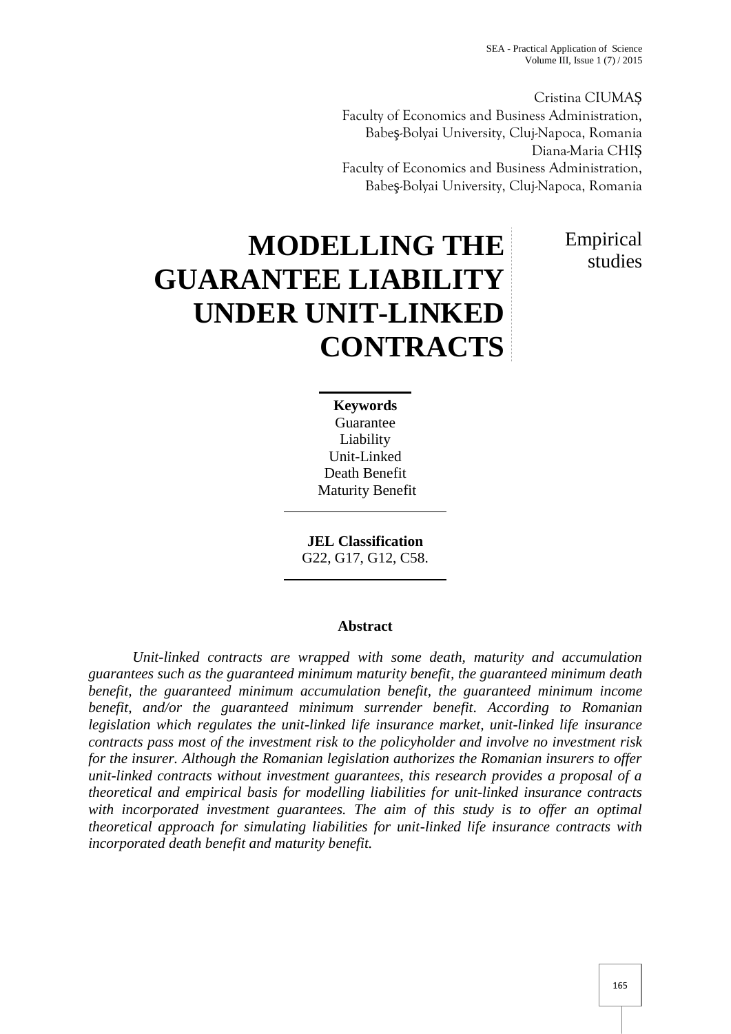Cristina CIUMAȘ
Faculty of Economics and Business Administration,
Babeş-Bolyai University, Cluj-Napoca, Romania
Diana-Maria CHIȘ
Faculty of Economics and Business Administration,
Babeş-Bolyai University, Cluj-Napoca, Romania

# MODELLING THE GUARANTEE LIABILITY UNDER UNIT-LINKED CONTRACTS

Empirical studies

**Keywords**
Guarantee
Liability
Unit-Linked
Death Benefit
Maturity Benefit

**JEL Classification**
G22, G17, G12, C58.

### Abstract

*Unit-linked contracts are wrapped with some death, maturity and accumulation guarantees such as the guaranteed minimum maturity benefit, the guaranteed minimum death benefit, the guaranteed minimum accumulation benefit, the guaranteed minimum income benefit, and/or the guaranteed minimum surrender benefit. According to Romanian legislation which regulates the unit-linked life insurance market, unit-linked life insurance contracts pass most of the investment risk to the policyholder and involve no investment risk for the insurer. Although the Romanian legislation authorizes the Romanian insurers to offer unit-linked contracts without investment guarantees, this research provides a proposal of a theoretical and empirical basis for modelling liabilities for unit-linked insurance contracts with incorporated investment guarantees. The aim of this study is to offer an optimal theoretical approach for simulating liabilities for unit-linked life insurance contracts with incorporated death benefit and maturity benefit.*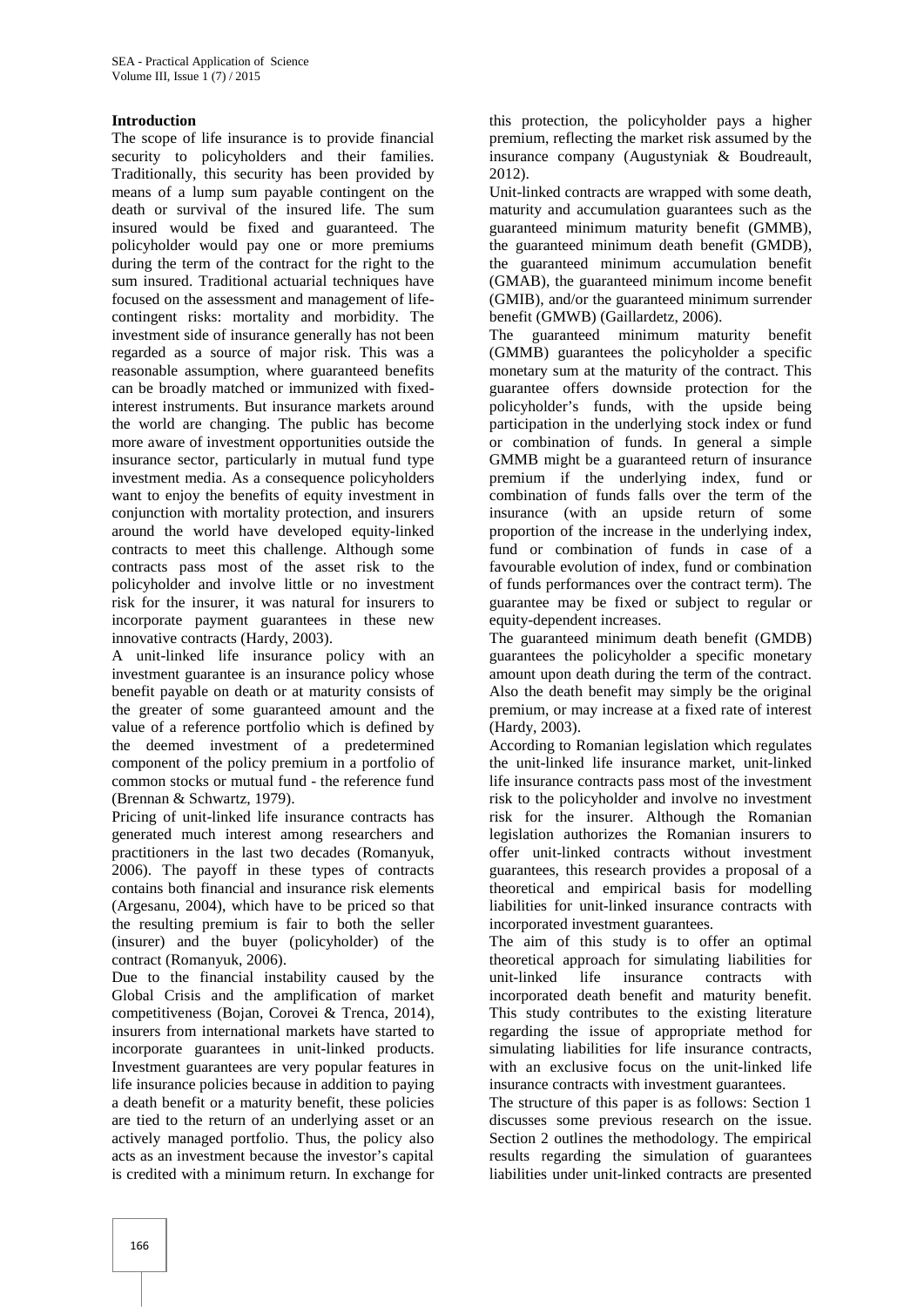## Introduction

The scope of life insurance is to provide financial security to policyholders and their families. Traditionally, this security has been provided by means of a lump sum payable contingent on the death or survival of the insured life. The sum insured would be fixed and guaranteed. The policyholder would pay one or more premiums during the term of the contract for the right to the sum insured. Traditional actuarial techniques have focused on the assessment and management of life-contingent risks: mortality and morbidity. The investment side of insurance generally has not been regarded as a source of major risk. This was a reasonable assumption, where guaranteed benefits can be broadly matched or immunized with fixed-interest instruments. But insurance markets around the world are changing. The public has become more aware of investment opportunities outside the insurance sector, particularly in mutual fund type investment media. As a consequence policyholders want to enjoy the benefits of equity investment in conjunction with mortality protection, and insurers around the world have developed equity-linked contracts to meet this challenge. Although some contracts pass most of the asset risk to the policyholder and involve little or no investment risk for the insurer, it was natural for insurers to incorporate payment guarantees in these new innovative contracts (Hardy, 2003).

A unit-linked life insurance policy with an investment guarantee is an insurance policy whose benefit payable on death or at maturity consists of the greater of some guaranteed amount and the value of a reference portfolio which is defined by the deemed investment of a predetermined component of the policy premium in a portfolio of common stocks or mutual fund - the reference fund (Brennan & Schwartz, 1979).

Pricing of unit-linked life insurance contracts has generated much interest among researchers and practitioners in the last two decades (Romanyuk, 2006). The payoff in these types of contracts contains both financial and insurance risk elements (Argesanu, 2004), which have to be priced so that the resulting premium is fair to both the seller (insurer) and the buyer (policyholder) of the contract (Romanyuk, 2006).

Due to the financial instability caused by the Global Crisis and the amplification of market competitiveness (Bojan, Corovei & Trenca, 2014), insurers from international markets have started to incorporate guarantees in unit-linked products. Investment guarantees are very popular features in life insurance policies because in addition to paying a death benefit or a maturity benefit, these policies are tied to the return of an underlying asset or an actively managed portfolio. Thus, the policy also acts as an investment because the investor's capital is credited with a minimum return. In exchange for this protection, the policyholder pays a higher premium, reflecting the market risk assumed by the insurance company (Augustyniak & Boudreault, 2012).

Unit-linked contracts are wrapped with some death, maturity and accumulation guarantees such as the guaranteed minimum maturity benefit (GMMB), the guaranteed minimum death benefit (GMDB), the guaranteed minimum accumulation benefit (GMAB), the guaranteed minimum income benefit (GMIB), and/or the guaranteed minimum surrender benefit (GMWB) (Gaillardetz, 2006).

The guaranteed minimum maturity benefit (GMMB) guarantees the policyholder a specific monetary sum at the maturity of the contract. This guarantee offers downside protection for the policyholder's funds, with the upside being participation in the underlying stock index or fund or combination of funds. In general a simple GMMB might be a guaranteed return of insurance premium if the underlying index, fund or combination of funds falls over the term of the insurance (with an upside return of some proportion of the increase in the underlying index, fund or combination of funds in case of a favourable evolution of index, fund or combination of funds performances over the contract term). The guarantee may be fixed or subject to regular or equity-dependent increases.

The guaranteed minimum death benefit (GMDB) guarantees the policyholder a specific monetary amount upon death during the term of the contract. Also the death benefit may simply be the original premium, or may increase at a fixed rate of interest (Hardy, 2003).

According to Romanian legislation which regulates the unit-linked life insurance market, unit-linked life insurance contracts pass most of the investment risk to the policyholder and involve no investment risk for the insurer. Although the Romanian legislation authorizes the Romanian insurers to offer unit-linked contracts without investment guarantees, this research provides a proposal of a theoretical and empirical basis for modelling liabilities for unit-linked insurance contracts with incorporated investment guarantees.

The aim of this study is to offer an optimal theoretical approach for simulating liabilities for unit-linked life insurance contracts with incorporated death benefit and maturity benefit. This study contributes to the existing literature regarding the issue of appropriate method for simulating liabilities for life insurance contracts, with an exclusive focus on the unit-linked life insurance contracts with investment guarantees.

The structure of this paper is as follows: Section 1 discusses some previous research on the issue. Section 2 outlines the methodology. The empirical results regarding the simulation of guarantees liabilities under unit-linked contracts are presented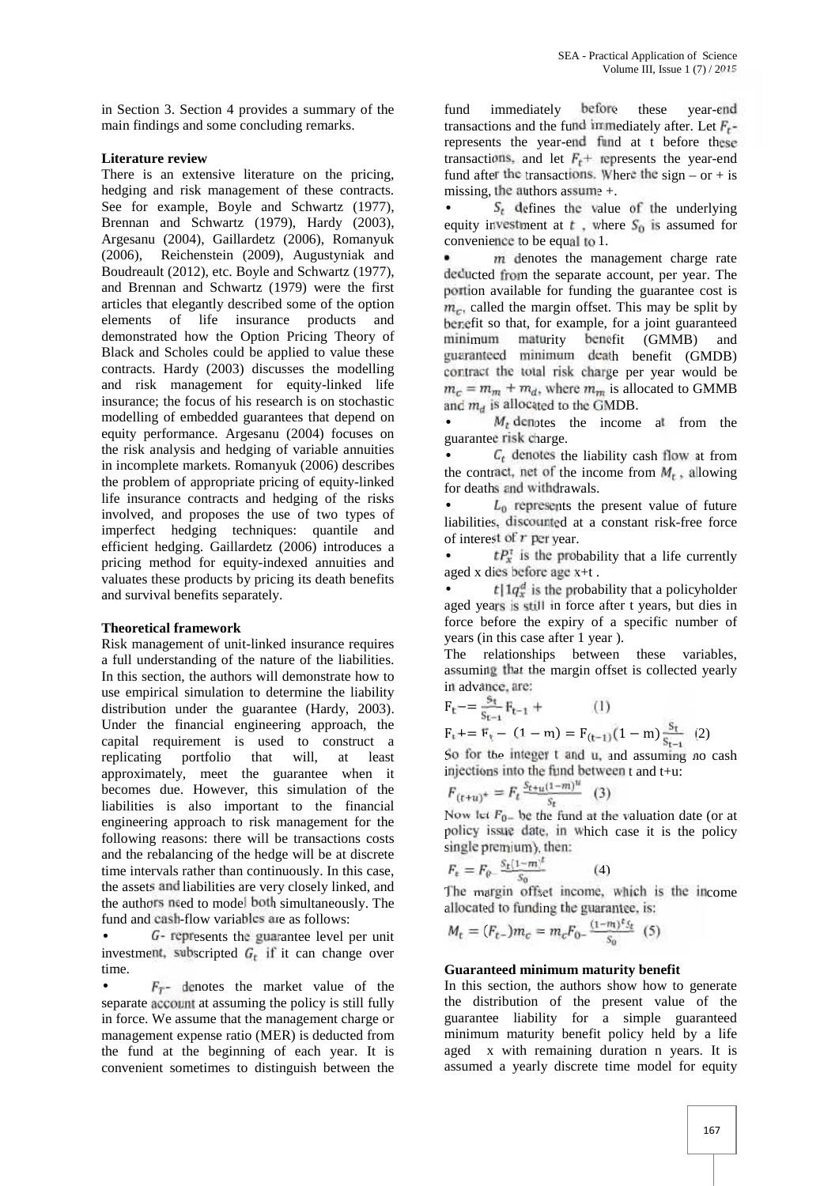in Section 3. Section 4 provides a summary of the main findings and some concluding remarks.

**Literature review**

There is an extensive literature on the pricing, hedging and risk management of these contracts. See for example, Boyle and Schwartz (1977), Brennan and Schwartz (1979), Hardy (2003), Argesanu (2004), Gaillardetz (2006), Romanyuk (2006), Reichenstein (2009), Augustyniak and Boudreault (2012), etc. Boyle and Schwartz (1977), and Brennan and Schwartz (1979) were the first articles that elegantly described some of the option elements of life insurance products and demonstrated how the Option Pricing Theory of Black and Scholes could be applied to value these contracts. Hardy (2003) discusses the modelling and risk management for equity-linked life insurance; the focus of his research is on stochastic modelling of embedded guarantees that depend on equity performance. Argesanu (2004) focuses on the risk analysis and hedging of variable annuities in incomplete markets. Romanyuk (2006) describes the problem of appropriate pricing of equity-linked life insurance contracts and hedging of the risks involved, and proposes the use of two types of imperfect hedging techniques: quantile and efficient hedging. Gaillardetz (2006) introduces a pricing method for equity-indexed annuities and valuates these products by pricing its death benefits and survival benefits separately.

**Theoretical framework**

Risk management of unit-linked insurance requires a full understanding of the nature of the liabilities. In this section, the authors will demonstrate how to use empirical simulation to determine the liability distribution under the guarantee (Hardy, 2003). Under the financial engineering approach, the capital requirement is used to construct a replicating portfolio that will, at least approximately, meet the guarantee when it becomes due. However, this simulation of the liabilities is also important to the financial engineering approach to risk management for the following reasons: there will be transactions costs and the rebalancing of the hedge will be at discrete time intervals rather than continuously. In this case, the assets and liabilities are very closely linked, and the authors need to model both simultaneously. The fund and cash-flow variables are as follows:

- $G$- represents the guarantee level per unit investment, subscripted $G_t$ if it can change over time.
- $F_T$- denotes the market value of the separate account at assuming the policy is still fully in force. We assume that the management charge or management expense ratio (MER) is deducted from the fund at the beginning of each year. It is convenient sometimes to distinguish between the fund immediately before these year-end transactions and the fund immediately after. Let $F_t$- represents the year-end fund at t before these transactions, and let $F_t$+ represents the year-end fund after the transactions. Where the sign – or + is missing, the authors assume +.
- $S_t$ defines the value of the underlying equity investment at $t$ , where $S_0$ is assumed for convenience to be equal to 1.
- $m$ denotes the management charge rate deducted from the separate account, per year. The portion available for funding the guarantee cost is $m_c$, called the margin offset. This may be split by benefit so that, for example, for a joint guaranteed minimum maturity benefit (GMMB) and guaranteed minimum death benefit (GMDB) contract the total risk charge per year would be $m_c = m_m + m_d$, where $m_m$ is allocated to GMMB and $m_d$ is allocated to the GMDB.
- $M_t$ denotes the income at from the guarantee risk charge.
- $C_t$ denotes the liability cash flow at from the contract, net of the income from $M_t$ , allowing for deaths and withdrawals.
- $L_0$ represents the present value of future liabilities, discounted at a constant risk-free force of interest of $r$ per year.
- $tP_x^\tau$ is the probability that a life currently aged x dies before age x+t .
- $t|1q_x^d$ is the probability that a policyholder aged years is still in force after t years, but dies in force before the expiry of a specific number of years (in this case after 1 year ).

The relationships between these variables, assuming that the margin offset is collected yearly in advance, are:

$$F_t - = \frac{S_t}{S_{t-1}} F_{t-1} + \qquad (1)$$

$$F_t + = F_t - (1-m) = F_{(t-1)}(1-m)\frac{S_t}{S_{t-1}} \qquad (2)$$

So for the integer t and u, and assuming no cash injections into the fund between t and t+u:

$$F_{(t+u)^+} = F_t \frac{S_{t+u}(1-m)^u}{S_t} \qquad (3)$$

Now let $F_{0-}$ be the fund at the valuation date (or at policy issue date, in which case it is the policy single premium), then:

$$F_t = F_{0-} \frac{S_t(1-m)^t}{S_0} \qquad (4)$$

The margin offset income, which is the income allocated to funding the guarantee, is:

$$M_t = (F_{t-})m_c = m_c F_{0-} \frac{(1-m)^t S_t}{S_0} \qquad (5)$$

**Guaranteed minimum maturity benefit**

In this section, the authors show how to generate the distribution of the present value of the guarantee liability for a simple guaranteed minimum maturity benefit policy held by a life aged x with remaining duration n years. It is assumed a yearly discrete time model for equity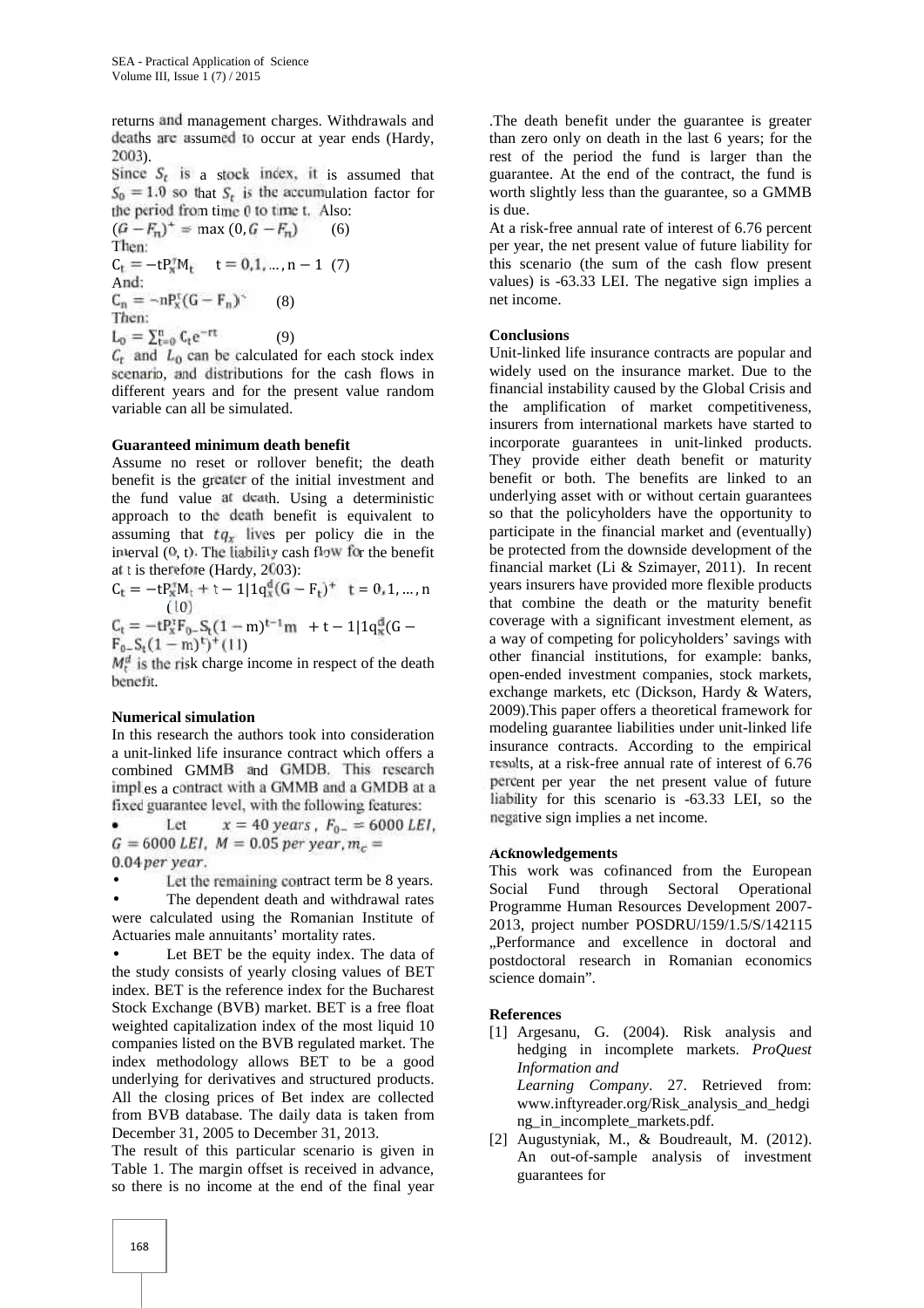returns and management charges. Withdrawals and deaths are assumed to occur at year ends (Hardy, 2003).

Since $S_t$ is a stock index, it is assumed that $S_0 = 1.0$ so that $S_t$ is the accumulation factor for the period from time 0 to time t. Also:

$$(G - F_n)^+ = \max(0, G - F_n) \quad (6)$$

Then:

$$C_t = -{}_tP_x^{\tau} M_t \quad t = 0, 1, \ldots, n-1 \quad (7)$$

And:

$$C_n = -{}_nP_x^{\tau}(G - F_n)^+ \quad (8)$$

Then:

$$L_0 = \sum_{t=0}^{n} C_t e^{-rt} \quad (9)$$

$C_t$ and $L_0$ can be calculated for each stock index scenario, and distributions for the cash flows in different years and for the present value random variable can all be simulated.

**Guaranteed minimum death benefit**

Assume no reset or rollover benefit; the death benefit is the greater of the initial investment and the fund value at death. Using a deterministic approach to the death benefit is equivalent to assuming that $tq_x$ lives per policy die in the interval (0, t). The liability cash flow for the benefit at t is therefore (Hardy, 2003):

$$C_t = -{}_tP_x^{\tau} M_t + {}_{t-1|1}q_x^{d}(G - F_t)^+ \quad t = 0, 1, \ldots, n \quad (10)$$

$$C_t = -{}_tP_x^{\tau} F_{0-} S_t (1-m)^{t-1} m + {}_{t-1|1}q_x^{d}(G - F_{0-} S_t (1-m)^t)^+ \quad (11)$$

$M_t^d$ is the risk charge income in respect of the death benefit.

**Numerical simulation**

In this research the authors took into consideration a unit-linked life insurance contract which offers a combined GMMB and GMDB. This research implies a contract with a GMMB and a GMDB at a fixed guarantee level, with the following features:

- Let $x = 40$ *years*, $F_{0-} = 6000$ *LEI*, $G = 6000$ *LEI*, $M = 0.05$ *per year*, $m_c = 0.04$ *per year*.
- Let the remaining contract term be 8 years.
- The dependent death and withdrawal rates were calculated using the Romanian Institute of Actuaries male annuitants' mortality rates.
- Let BET be the equity index. The data of the study consists of yearly closing values of BET index. BET is the reference index for the Bucharest Stock Exchange (BVB) market. BET is a free float weighted capitalization index of the most liquid 10 companies listed on the BVB regulated market. The index methodology allows BET to be a good underlying for derivatives and structured products. All the closing prices of Bet index are collected from BVB database. The daily data is taken from December 31, 2005 to December 31, 2013.

The result of this particular scenario is given in Table 1. The margin offset is received in advance, so there is no income at the end of the final year .The death benefit under the guarantee is greater than zero only on death in the last 6 years; for the rest of the period the fund is larger than the guarantee. At the end of the contract, the fund is worth slightly less than the guarantee, so a GMMB is due.

At a risk-free annual rate of interest of 6.76 percent per year, the net present value of future liability for this scenario (the sum of the cash flow present values) is -63.33 LEI. The negative sign implies a net income.

**Conclusions**

Unit-linked life insurance contracts are popular and widely used on the insurance market. Due to the financial instability caused by the Global Crisis and the amplification of market competitiveness, insurers from international markets have started to incorporate guarantees in unit-linked products. They provide either death benefit or maturity benefit or both. The benefits are linked to an underlying asset with or without certain guarantees so that the policyholders have the opportunity to participate in the financial market and (eventually) be protected from the downside development of the financial market (Li & Szimayer, 2011). In recent years insurers have provided more flexible products that combine the death or the maturity benefit coverage with a significant investment element, as a way of competing for policyholders' savings with other financial institutions, for example: banks, open-ended investment companies, stock markets, exchange markets, etc (Dickson, Hardy & Waters, 2009).This paper offers a theoretical framework for modeling guarantee liabilities under unit-linked life insurance contracts. According to the empirical results, at a risk-free annual rate of interest of 6.76 percent per year the net present value of future liability for this scenario is -63.33 LEI, so the negative sign implies a net income.

**Acknowledgements**

This work was cofinanced from the European Social Fund through Sectoral Operational Programme Human Resources Development 2007-2013, project number POSDRU/159/1.5/S/142115 „Performance and excellence in doctoral and postdoctoral research in Romanian economics science domain".

**References**

[1] Argesanu, G. (2004). Risk analysis and hedging in incomplete markets. *ProQuest Information and Learning Company*. 27. Retrieved from: www.inftyreader.org/Risk_analysis_and_hedging_in_incomplete_markets.pdf.

[2] Augustyniak, M., & Boudreault, M. (2012). An out-of-sample analysis of investment guarantees for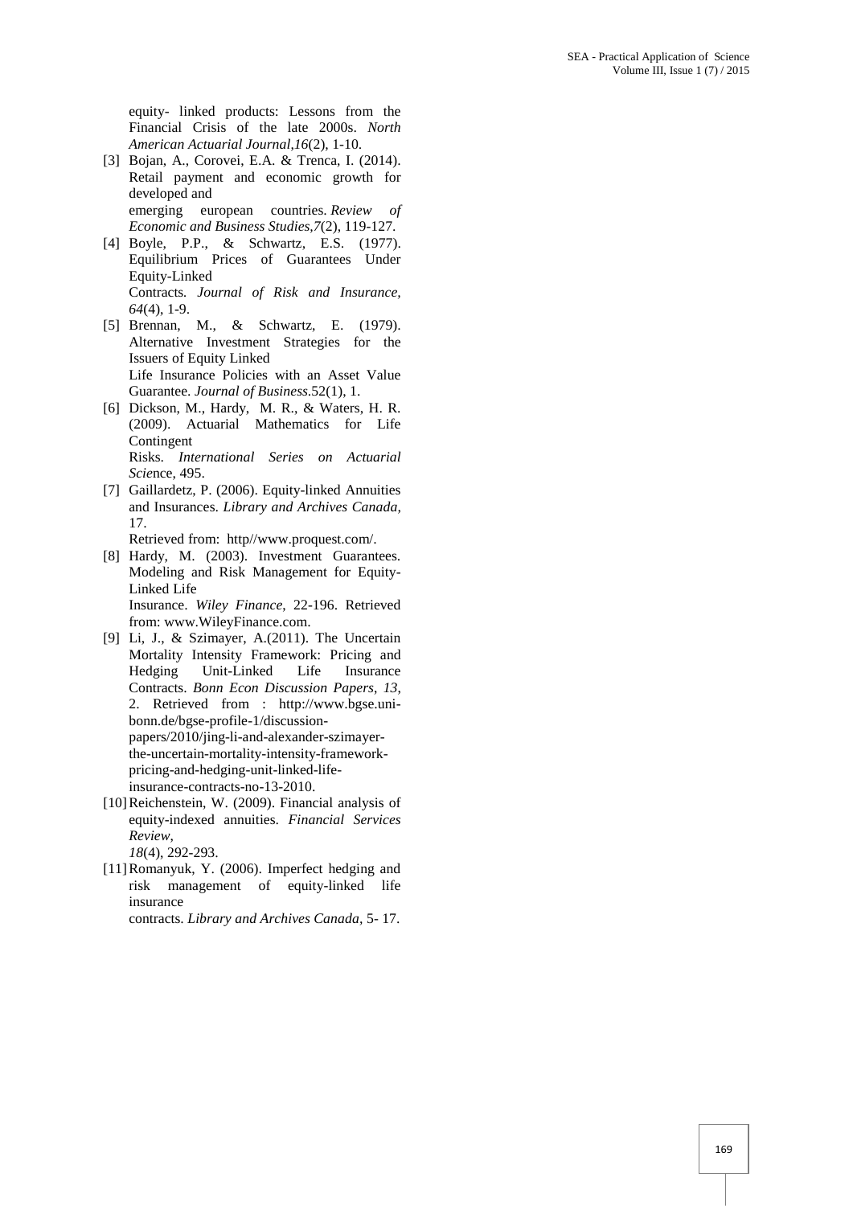equity- linked products: Lessons from the Financial Crisis of the late 2000s. *North American Actuarial Journal,16*(2), 1-10.

[3] Bojan, A., Corovei, E.A. & Trenca, I. (2014). Retail payment and economic growth for developed and emerging european countries. *Review of Economic and Business Studies,7*(2), 119-127.

[4] Boyle, P.P., & Schwartz, E.S. (1977). Equilibrium Prices of Guarantees Under Equity-Linked Contracts. *Journal of Risk and Insurance, 64*(4), 1-9.

[5] Brennan, M., & Schwartz, E. (1979). Alternative Investment Strategies for the Issuers of Equity Linked Life Insurance Policies with an Asset Value Guarantee. *Journal of Business*.52(1), 1.

[6] Dickson, M., Hardy, M. R., & Waters, H. R. (2009). Actuarial Mathematics for Life Contingent Risks. *International Series on Actuarial Scie*nce, 495.

[7] Gaillardetz, P. (2006). Equity-linked Annuities and Insurances. *Library and Archives Canada*, 17. Retrieved from: http//www.proquest.com/.

[8] Hardy, M. (2003). Investment Guarantees. Modeling and Risk Management for Equity-Linked Life Insurance. *Wiley Finance*, 22-196. Retrieved from: www.WileyFinance.com.

[9] Li, J., & Szimayer, A.(2011). The Uncertain Mortality Intensity Framework: Pricing and Hedging Unit-Linked Life Insurance Contracts. *Bonn Econ Discussion Papers*, *13*, 2. Retrieved from : http://www.bgse.uni-bonn.de/bgse-profile-1/discussion-papers/2010/jing-li-and-alexander-szimayer-the-uncertain-mortality-intensity-framework-pricing-and-hedging-unit-linked-life-insurance-contracts-no-13-2010.

[10] Reichenstein, W. (2009). Financial analysis of equity-indexed annuities. *Financial Services Review*, *18*(4), 292-293.

[11] Romanyuk, Y. (2006). Imperfect hedging and risk management of equity-linked life insurance contracts. *Library and Archives Canada*, 5- 17.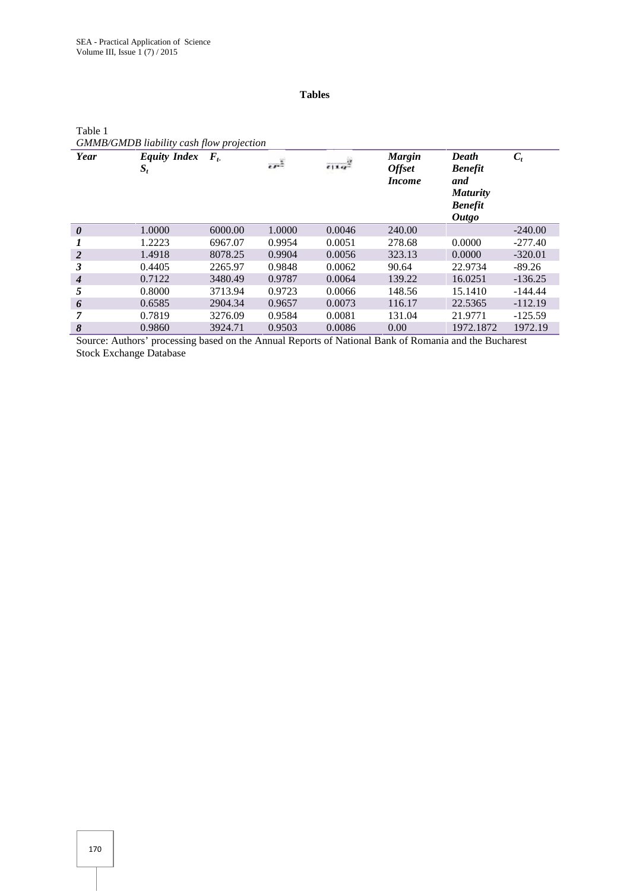**Tables**

Table 1

*GMMB/GMDB liability cash flow projection*

| *Year* | *Equity Index* $S_t$ | $F_{t-}$ | | | *Margin Offset Income* | *Death Benefit and Maturity Benefit Outgo* | $C_t$ |
|---|---|---|---|---|---|---|---|
| *0* | 1.0000 | 6000.00 | 1.0000 | 0.0046 | 240.00 | | -240.00 |
| *1* | 1.2223 | 6967.07 | 0.9954 | 0.0051 | 278.68 | 0.0000 | -277.40 |
| *2* | 1.4918 | 8078.25 | 0.9904 | 0.0056 | 323.13 | 0.0000 | -320.01 |
| *3* | 0.4405 | 2265.97 | 0.9848 | 0.0062 | 90.64 | 22.9734 | -89.26 |
| *4* | 0.7122 | 3480.49 | 0.9787 | 0.0064 | 139.22 | 16.0251 | -136.25 |
| *5* | 0.8000 | 3713.94 | 0.9723 | 0.0066 | 148.56 | 15.1410 | -144.44 |
| *6* | 0.6585 | 2904.34 | 0.9657 | 0.0073 | 116.17 | 22.5365 | -112.19 |
| *7* | 0.7819 | 3276.09 | 0.9584 | 0.0081 | 131.04 | 21.9771 | -125.59 |
| *8* | 0.9860 | 3924.71 | 0.9503 | 0.0086 | 0.00 | 1972.1872 | 1972.19 |

Source: Authors' processing based on the Annual Reports of National Bank of Romania and the Bucharest Stock Exchange Database